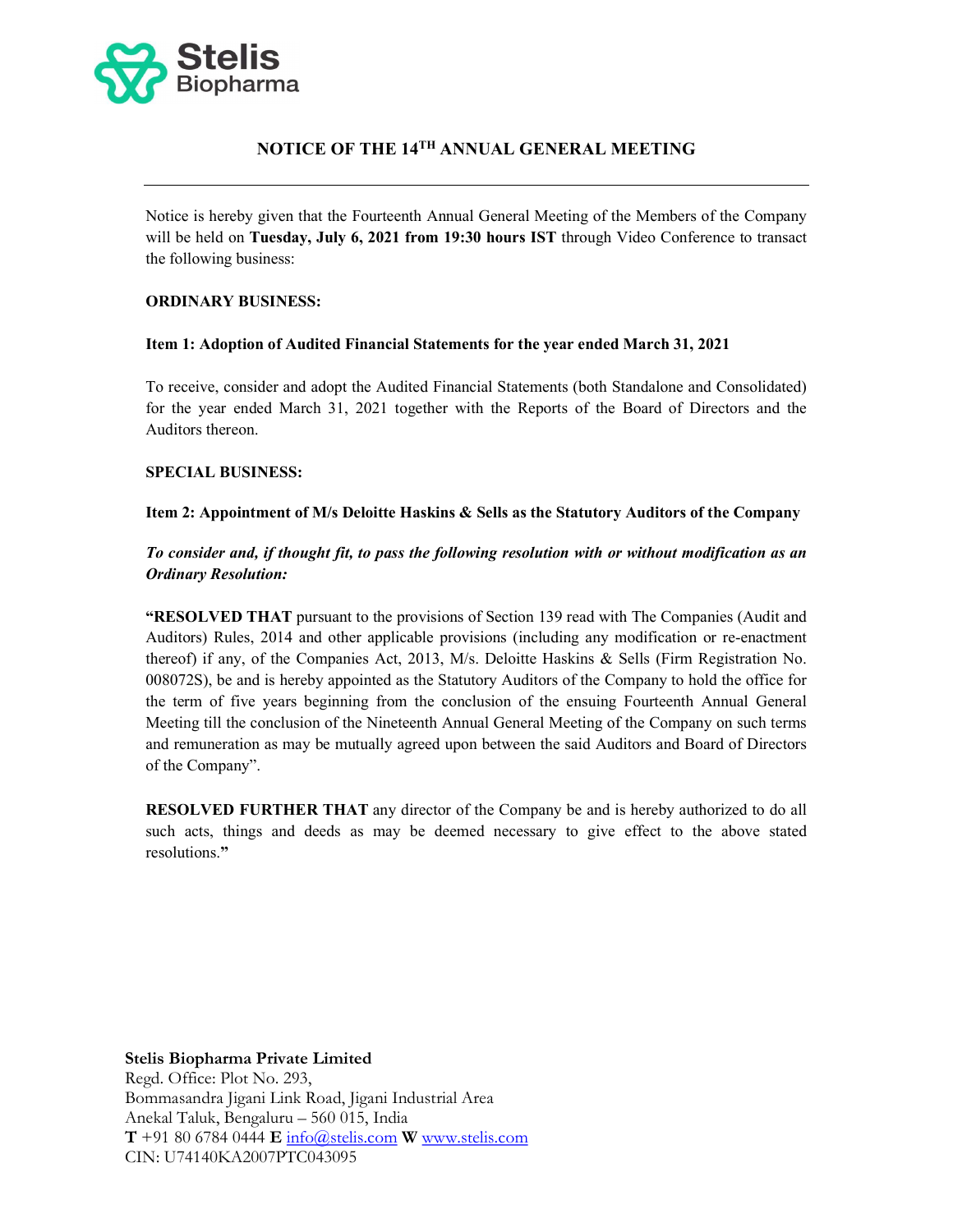Stelis Biopharma

# NOTICE OF THE 14TH ANNUAL GENERAL MEETING

Notice is hereby given that the Fourteenth Annual General Meeting of the Members of the Company will be held on **Tuesday, July 6, 2021 from 19:30 hours IST** through Video Conference to transact the following business:

**ORDINARY BUSINESS:**

**Item 1: Adoption of Audited Financial Statements for the year ended March 31, 2021**

To receive, consider and adopt the Audited Financial Statements (both Standalone and Consolidated) for the year ended March 31, 2021 together with the Reports of the Board of Directors and the Auditors thereon.

**SPECIAL BUSINESS:**

**Item 2: Appointment of M/s Deloitte Haskins & Sells as the Statutory Auditors of the Company**

***To consider and, if thought fit, to pass the following resolution with or without modification as an Ordinary Resolution:***

**"RESOLVED THAT** pursuant to the provisions of Section 139 read with The Companies (Audit and Auditors) Rules, 2014 and other applicable provisions (including any modification or re-enactment thereof) if any, of the Companies Act, 2013, M/s. Deloitte Haskins & Sells (Firm Registration No. 008072S), be and is hereby appointed as the Statutory Auditors of the Company to hold the office for the term of five years beginning from the conclusion of the ensuing Fourteenth Annual General Meeting till the conclusion of the Nineteenth Annual General Meeting of the Company on such terms and remuneration as may be mutually agreed upon between the said Auditors and Board of Directors of the Company".

**RESOLVED FURTHER THAT** any director of the Company be and is hereby authorized to do all such acts, things and deeds as may be deemed necessary to give effect to the above stated resolutions.**"**

**Stelis Biopharma Private Limited**
Regd. Office: Plot No. 293,
Bommasandra Jigani Link Road, Jigani Industrial Area
Anekal Taluk, Bengaluru – 560 015, India
**T** +91 80 6784 0444 **E** info@stelis.com **W** www.stelis.com
CIN: U74140KA2007PTC043095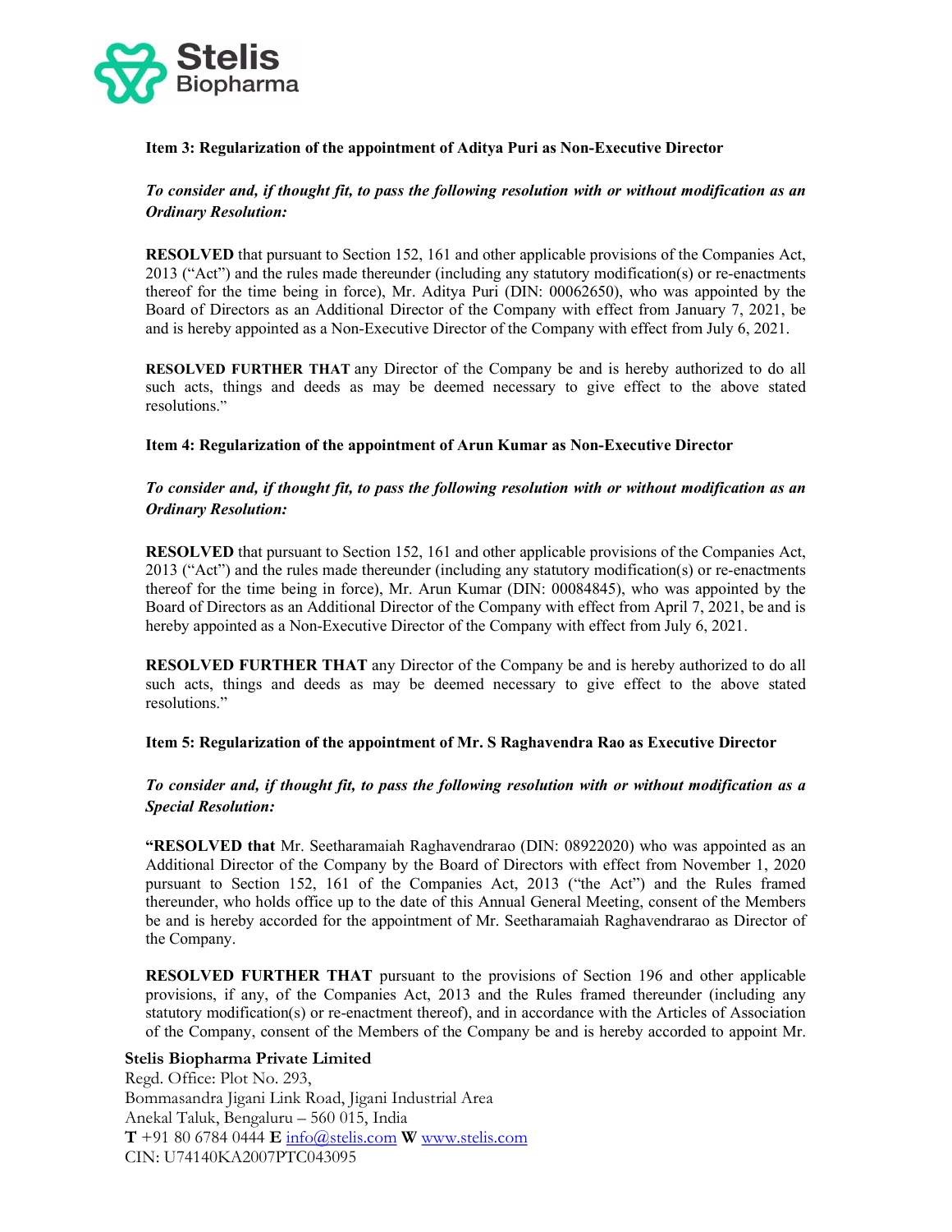**Item 3: Regularization of the appointment of Aditya Puri as Non-Executive Director**

***To consider and, if thought fit, to pass the following resolution with or without modification as an Ordinary Resolution:***

**RESOLVED** that pursuant to Section 152, 161 and other applicable provisions of the Companies Act, 2013 ("Act") and the rules made thereunder (including any statutory modification(s) or re-enactments thereof for the time being in force), Mr. Aditya Puri (DIN: 00062650), who was appointed by the Board of Directors as an Additional Director of the Company with effect from January 7, 2021, be and is hereby appointed as a Non-Executive Director of the Company with effect from July 6, 2021.

**RESOLVED FURTHER THAT** any Director of the Company be and is hereby authorized to do all such acts, things and deeds as may be deemed necessary to give effect to the above stated resolutions."

**Item 4: Regularization of the appointment of Arun Kumar as Non-Executive Director**

***To consider and, if thought fit, to pass the following resolution with or without modification as an Ordinary Resolution:***

**RESOLVED** that pursuant to Section 152, 161 and other applicable provisions of the Companies Act, 2013 ("Act") and the rules made thereunder (including any statutory modification(s) or re-enactments thereof for the time being in force), Mr. Arun Kumar (DIN: 00084845), who was appointed by the Board of Directors as an Additional Director of the Company with effect from April 7, 2021, be and is hereby appointed as a Non-Executive Director of the Company with effect from July 6, 2021.

**RESOLVED FURTHER THAT** any Director of the Company be and is hereby authorized to do all such acts, things and deeds as may be deemed necessary to give effect to the above stated resolutions."

**Item 5: Regularization of the appointment of Mr. S Raghavendra Rao as Executive Director**

***To consider and, if thought fit, to pass the following resolution with or without modification as a Special Resolution:***

**"RESOLVED that** Mr. Seetharamaiah Raghavendrarao (DIN: 08922020) who was appointed as an Additional Director of the Company by the Board of Directors with effect from November 1, 2020 pursuant to Section 152, 161 of the Companies Act, 2013 ("the Act") and the Rules framed thereunder, who holds office up to the date of this Annual General Meeting, consent of the Members be and is hereby accorded for the appointment of Mr. Seetharamaiah Raghavendrarao as Director of the Company.

**RESOLVED FURTHER THAT** pursuant to the provisions of Section 196 and other applicable provisions, if any, of the Companies Act, 2013 and the Rules framed thereunder (including any statutory modification(s) or re-enactment thereof), and in accordance with the Articles of Association of the Company, consent of the Members of the Company be and is hereby accorded to appoint Mr.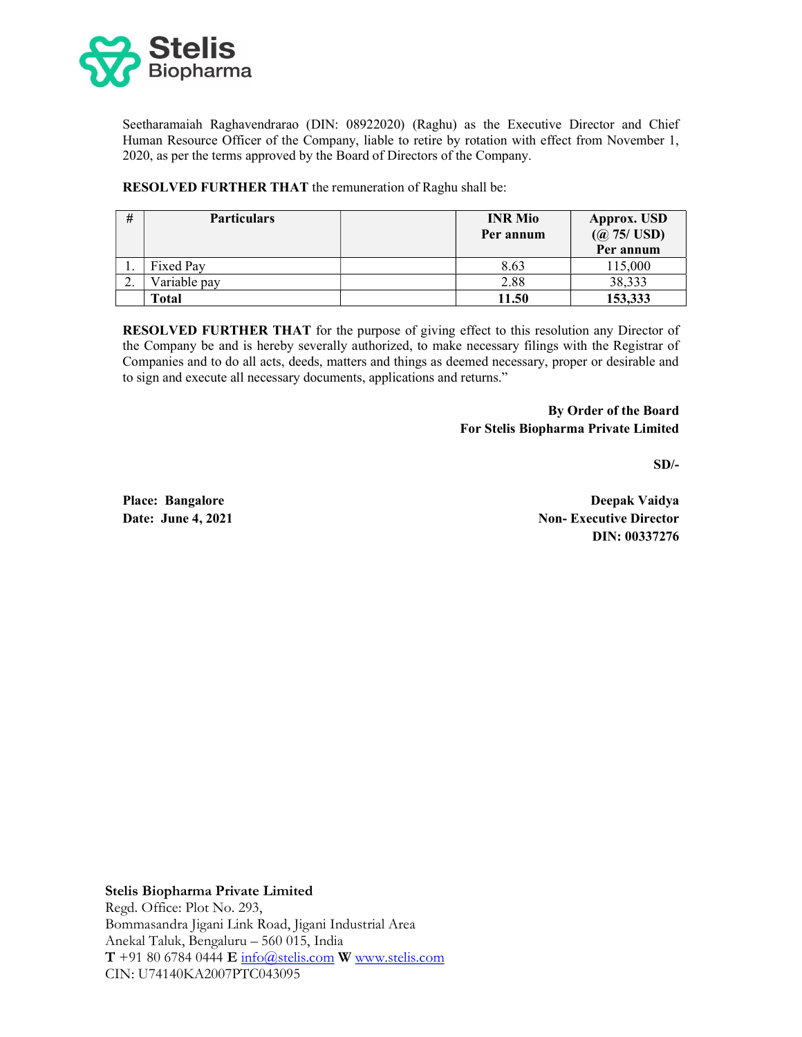Seetharamaiah Raghavendrarao (DIN: 08922020) (Raghu) as the Executive Director and Chief Human Resource Officer of the Company, liable to retire by rotation with effect from November 1, 2020, as per the terms approved by the Board of Directors of the Company.

**RESOLVED FURTHER THAT** the remuneration of Raghu shall be:

| # | Particulars | | INR Mio Per annum | Approx. USD (@ 75/ USD) Per annum |
|---|---|---|---|---|
| 1. | Fixed Pay | | 8.63 | 115,000 |
| 2. | Variable pay | | 2.88 | 38,333 |
| | **Total** | | **11.50** | **153,333** |

**RESOLVED FURTHER THAT** for the purpose of giving effect to this resolution any Director of the Company be and is hereby severally authorized, to make necessary filings with the Registrar of Companies and to do all acts, deeds, matters and things as deemed necessary, proper or desirable and to sign and execute all necessary documents, applications and returns."

**By Order of the Board**
**For Stelis Biopharma Private Limited**

**SD/-**

**Place: Bangalore**
**Date: June 4, 2021**

**Deepak Vaidya**
**Non- Executive Director**
**DIN: 00337276**

**Stelis Biopharma Private Limited**
Regd. Office: Plot No. 293,
Bommasandra Jigani Link Road, Jigani Industrial Area
Anekal Taluk, Bengaluru – 560 015, India
**T** +91 80 6784 0444 **E** info@stelis.com **W** www.stelis.com
CIN: U74140KA2007PTC043095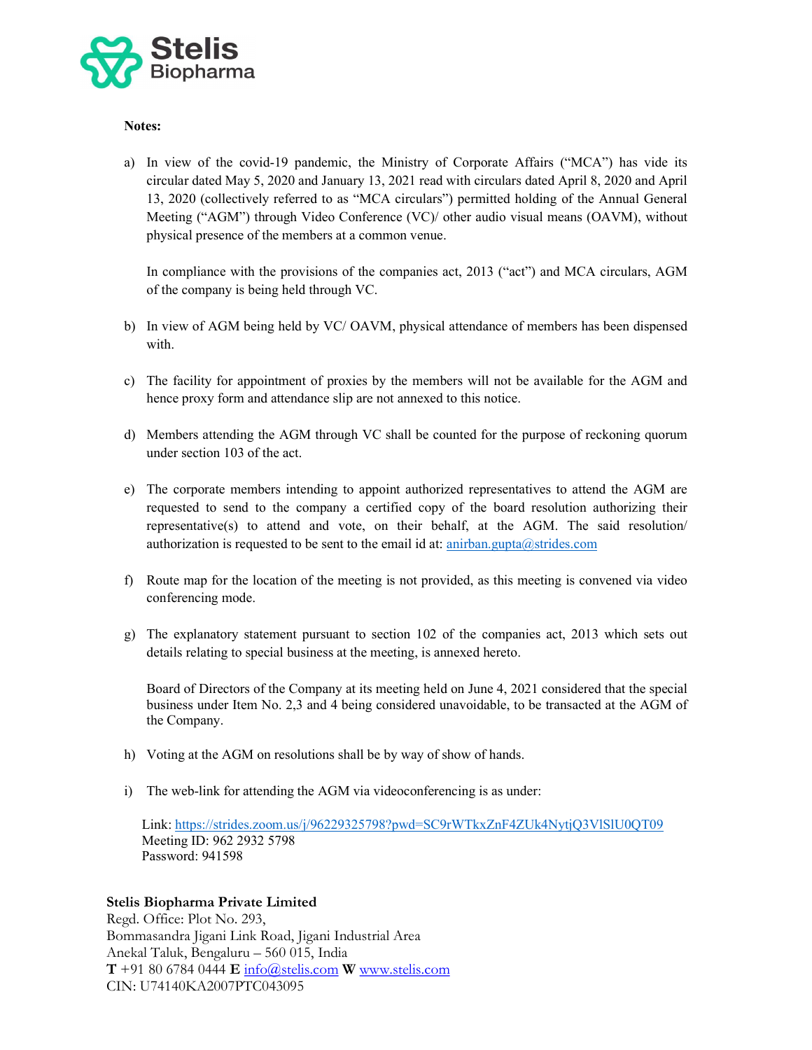**Notes:**

a) In view of the covid-19 pandemic, the Ministry of Corporate Affairs ("MCA") has vide its circular dated May 5, 2020 and January 13, 2021 read with circulars dated April 8, 2020 and April 13, 2020 (collectively referred to as "MCA circulars") permitted holding of the Annual General Meeting ("AGM") through Video Conference (VC)/ other audio visual means (OAVM), without physical presence of the members at a common venue.

   In compliance with the provisions of the companies act, 2013 ("act") and MCA circulars, AGM of the company is being held through VC.

b) In view of AGM being held by VC/ OAVM, physical attendance of members has been dispensed with.

c) The facility for appointment of proxies by the members will not be available for the AGM and hence proxy form and attendance slip are not annexed to this notice.

d) Members attending the AGM through VC shall be counted for the purpose of reckoning quorum under section 103 of the act.

e) The corporate members intending to appoint authorized representatives to attend the AGM are requested to send to the company a certified copy of the board resolution authorizing their representative(s) to attend and vote, on their behalf, at the AGM. The said resolution/ authorization is requested to be sent to the email id at: anirban.gupta@strides.com

f) Route map for the location of the meeting is not provided, as this meeting is convened via video conferencing mode.

g) The explanatory statement pursuant to section 102 of the companies act, 2013 which sets out details relating to special business at the meeting, is annexed hereto.

   Board of Directors of the Company at its meeting held on June 4, 2021 considered that the special business under Item No. 2,3 and 4 being considered unavoidable, to be transacted at the AGM of the Company.

h) Voting at the AGM on resolutions shall be by way of show of hands.

i) The web-link for attending the AGM via videoconferencing is as under:

   Link: https://strides.zoom.us/j/96229325798?pwd=SC9rWTkxZnF4ZUk4NytjQ3VlSlU0QT09
   Meeting ID: 962 2932 5798
   Password: 941598

**Stelis Biopharma Private Limited**
Regd. Office: Plot No. 293,
Bommasandra Jigani Link Road, Jigani Industrial Area
Anekal Taluk, Bengaluru – 560 015, India
**T** +91 80 6784 0444 **E** info@stelis.com **W** www.stelis.com
CIN: U74140KA2007PTC043095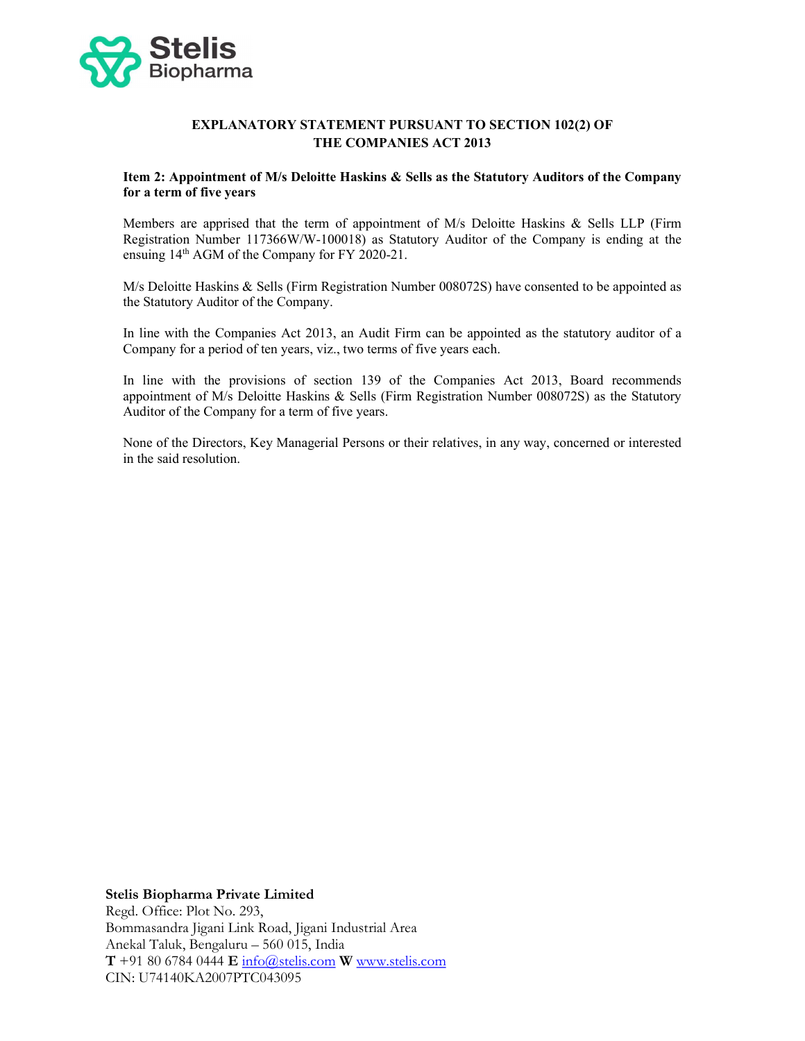## EXPLANATORY STATEMENT PURSUANT TO SECTION 102(2) OF THE COMPANIES ACT 2013

**Item 2: Appointment of M/s Deloitte Haskins & Sells as the Statutory Auditors of the Company for a term of five years**

Members are apprised that the term of appointment of M/s Deloitte Haskins & Sells LLP (Firm Registration Number 117366W/W-100018) as Statutory Auditor of the Company is ending at the ensuing 14th AGM of the Company for FY 2020-21.

M/s Deloitte Haskins & Sells (Firm Registration Number 008072S) have consented to be appointed as the Statutory Auditor of the Company.

In line with the Companies Act 2013, an Audit Firm can be appointed as the statutory auditor of a Company for a period of ten years, viz., two terms of five years each.

In line with the provisions of section 139 of the Companies Act 2013, Board recommends appointment of M/s Deloitte Haskins & Sells (Firm Registration Number 008072S) as the Statutory Auditor of the Company for a term of five years.

None of the Directors, Key Managerial Persons or their relatives, in any way, concerned or interested in the said resolution.

**Stelis Biopharma Private Limited**
Regd. Office: Plot No. 293,
Bommasandra Jigani Link Road, Jigani Industrial Area
Anekal Taluk, Bengaluru – 560 015, India
**T** +91 80 6784 0444 **E** info@stelis.com **W** www.stelis.com
CIN: U74140KA2007PTC043095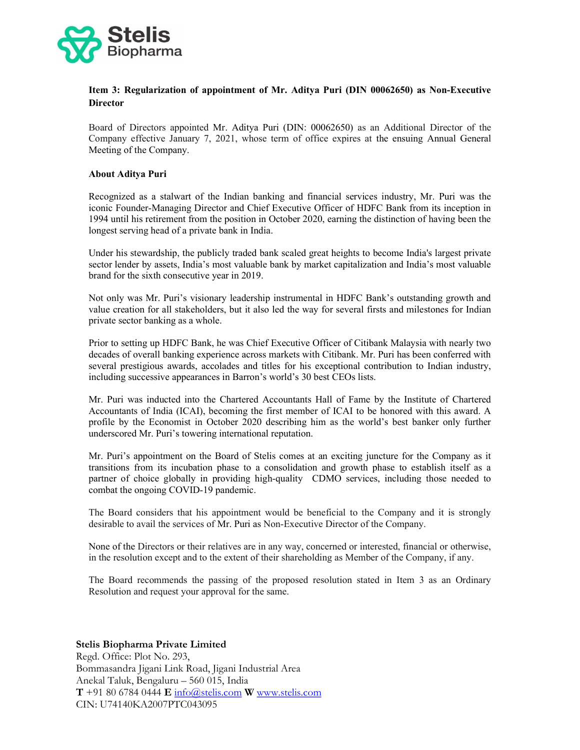**Item 3: Regularization of appointment of Mr. Aditya Puri (DIN 00062650) as Non-Executive Director**

Board of Directors appointed Mr. Aditya Puri (DIN: 00062650) as an Additional Director of the Company effective January 7, 2021, whose term of office expires at the ensuing Annual General Meeting of the Company.

**About Aditya Puri**

Recognized as a stalwart of the Indian banking and financial services industry, Mr. Puri was the iconic Founder-Managing Director and Chief Executive Officer of HDFC Bank from its inception in 1994 until his retirement from the position in October 2020, earning the distinction of having been the longest serving head of a private bank in India.

Under his stewardship, the publicly traded bank scaled great heights to become India's largest private sector lender by assets, India's most valuable bank by market capitalization and India's most valuable brand for the sixth consecutive year in 2019.

Not only was Mr. Puri's visionary leadership instrumental in HDFC Bank's outstanding growth and value creation for all stakeholders, but it also led the way for several firsts and milestones for Indian private sector banking as a whole.

Prior to setting up HDFC Bank, he was Chief Executive Officer of Citibank Malaysia with nearly two decades of overall banking experience across markets with Citibank. Mr. Puri has been conferred with several prestigious awards, accolades and titles for his exceptional contribution to Indian industry, including successive appearances in Barron's world's 30 best CEOs lists.

Mr. Puri was inducted into the Chartered Accountants Hall of Fame by the Institute of Chartered Accountants of India (ICAI), becoming the first member of ICAI to be honored with this award. A profile by the Economist in October 2020 describing him as the world's best banker only further underscored Mr. Puri's towering international reputation.

Mr. Puri's appointment on the Board of Stelis comes at an exciting juncture for the Company as it transitions from its incubation phase to a consolidation and growth phase to establish itself as a partner of choice globally in providing high-quality CDMO services, including those needed to combat the ongoing COVID-19 pandemic.

The Board considers that his appointment would be beneficial to the Company and it is strongly desirable to avail the services of Mr. Puri as Non-Executive Director of the Company.

None of the Directors or their relatives are in any way, concerned or interested, financial or otherwise, in the resolution except and to the extent of their shareholding as Member of the Company, if any.

The Board recommends the passing of the proposed resolution stated in Item 3 as an Ordinary Resolution and request your approval for the same.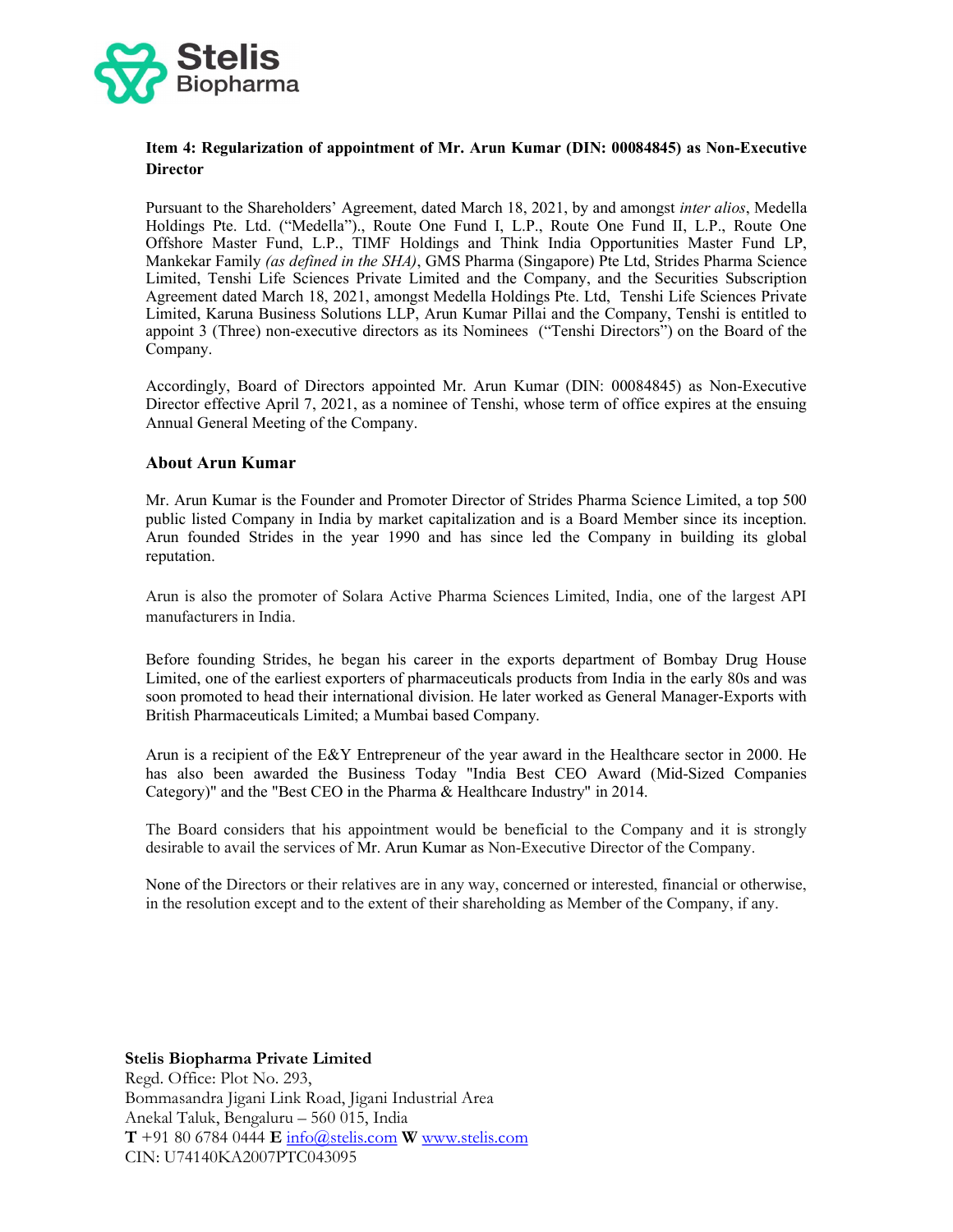**Item 4: Regularization of appointment of Mr. Arun Kumar (DIN: 00084845) as Non-Executive Director**

Pursuant to the Shareholders' Agreement, dated March 18, 2021, by and amongst *inter alios*, Medella Holdings Pte. Ltd. ("Medella")., Route One Fund I, L.P., Route One Fund II, L.P., Route One Offshore Master Fund, L.P., TIMF Holdings and Think India Opportunities Master Fund LP, Mankekar Family *(as defined in the SHA)*, GMS Pharma (Singapore) Pte Ltd, Strides Pharma Science Limited, Tenshi Life Sciences Private Limited and the Company, and the Securities Subscription Agreement dated March 18, 2021, amongst Medella Holdings Pte. Ltd, Tenshi Life Sciences Private Limited, Karuna Business Solutions LLP, Arun Kumar Pillai and the Company, Tenshi is entitled to appoint 3 (Three) non-executive directors as its Nominees ("Tenshi Directors") on the Board of the Company.

Accordingly, Board of Directors appointed Mr. Arun Kumar (DIN: 00084845) as Non-Executive Director effective April 7, 2021, as a nominee of Tenshi, whose term of office expires at the ensuing Annual General Meeting of the Company.

**About Arun Kumar**

Mr. Arun Kumar is the Founder and Promoter Director of Strides Pharma Science Limited, a top 500 public listed Company in India by market capitalization and is a Board Member since its inception. Arun founded Strides in the year 1990 and has since led the Company in building its global reputation.

Arun is also the promoter of Solara Active Pharma Sciences Limited, India, one of the largest API manufacturers in India.

Before founding Strides, he began his career in the exports department of Bombay Drug House Limited, one of the earliest exporters of pharmaceuticals products from India in the early 80s and was soon promoted to head their international division. He later worked as General Manager-Exports with British Pharmaceuticals Limited; a Mumbai based Company.

Arun is a recipient of the E&Y Entrepreneur of the year award in the Healthcare sector in 2000. He has also been awarded the Business Today "India Best CEO Award (Mid-Sized Companies Category)" and the "Best CEO in the Pharma & Healthcare Industry" in 2014.

The Board considers that his appointment would be beneficial to the Company and it is strongly desirable to avail the services of Mr. Arun Kumar as Non-Executive Director of the Company.

None of the Directors or their relatives are in any way, concerned or interested, financial or otherwise, in the resolution except and to the extent of their shareholding as Member of the Company, if any.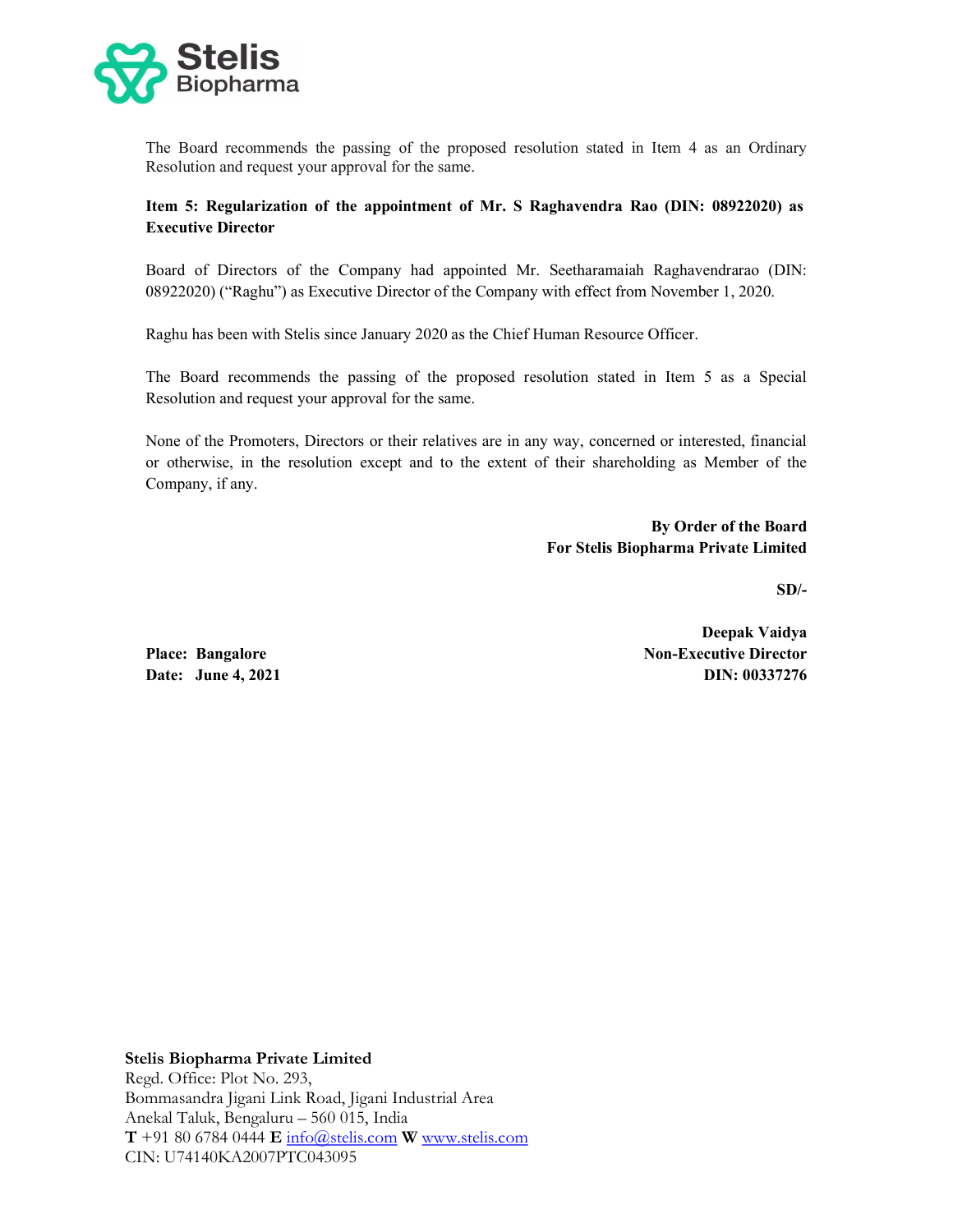The Board recommends the passing of the proposed resolution stated in Item 4 as an Ordinary Resolution and request your approval for the same.

**Item 5: Regularization of the appointment of Mr. S Raghavendra Rao (DIN: 08922020) as Executive Director**

Board of Directors of the Company had appointed Mr. Seetharamaiah Raghavendrarao (DIN: 08922020) ("Raghu") as Executive Director of the Company with effect from November 1, 2020.

Raghu has been with Stelis since January 2020 as the Chief Human Resource Officer.

The Board recommends the passing of the proposed resolution stated in Item 5 as a Special Resolution and request your approval for the same.

None of the Promoters, Directors or their relatives are in any way, concerned or interested, financial or otherwise, in the resolution except and to the extent of their shareholding as Member of the Company, if any.

**By Order of the Board**
**For Stelis Biopharma Private Limited**

**SD/-**

**Deepak Vaidya**
**Non-Executive Director**
**DIN: 00337276**

**Place: Bangalore**
**Date: June 4, 2021**

**Stelis Biopharma Private Limited**
Regd. Office: Plot No. 293,
Bommasandra Jigani Link Road, Jigani Industrial Area
Anekal Taluk, Bengaluru – 560 015, India
**T** +91 80 6784 0444 **E** info@stelis.com **W** www.stelis.com
CIN: U74140KA2007PTC043095